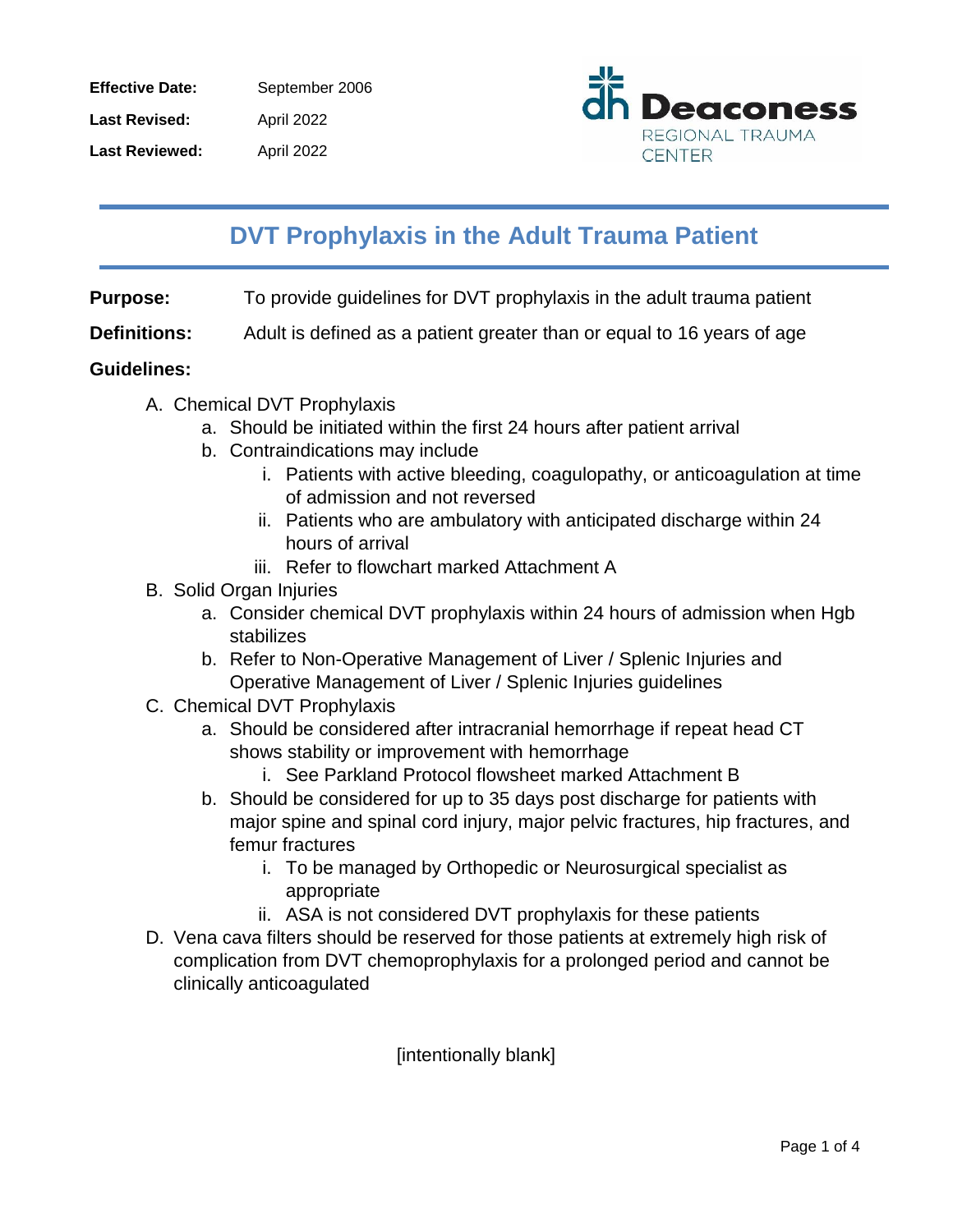**Effective Date:** September 2006

**Last Revised:** April 2022

**Last Reviewed:** April 2022

Deaconess REGIONAL TRAUMA CENTER

# DVT Prophylaxis in the Adult Trauma Patient

**Purpose:** To provide guidelines for DVT prophylaxis in the adult trauma patient

**Definitions:** Adult is defined as a patient greater than or equal to 16 years of age

**Guidelines:**

A. Chemical DVT Prophylaxis
   a. Should be initiated within the first 24 hours after patient arrival
   b. Contraindications may include
      i. Patients with active bleeding, coagulopathy, or anticoagulation at time of admission and not reversed
      ii. Patients who are ambulatory with anticipated discharge within 24 hours of arrival
      iii. Refer to flowchart marked Attachment A
B. Solid Organ Injuries
   a. Consider chemical DVT prophylaxis within 24 hours of admission when Hgb stabilizes
   b. Refer to Non-Operative Management of Liver / Splenic Injuries and Operative Management of Liver / Splenic Injuries guidelines
C. Chemical DVT Prophylaxis
   a. Should be considered after intracranial hemorrhage if repeat head CT shows stability or improvement with hemorrhage
      i. See Parkland Protocol flowsheet marked Attachment B
   b. Should be considered for up to 35 days post discharge for patients with major spine and spinal cord injury, major pelvic fractures, hip fractures, and femur fractures
      i. To be managed by Orthopedic or Neurosurgical specialist as appropriate
      ii. ASA is not considered DVT prophylaxis for these patients
D. Vena cava filters should be reserved for those patients at extremely high risk of complication from DVT chemoprophylaxis for a prolonged period and cannot be clinically anticoagulated

[intentionally blank]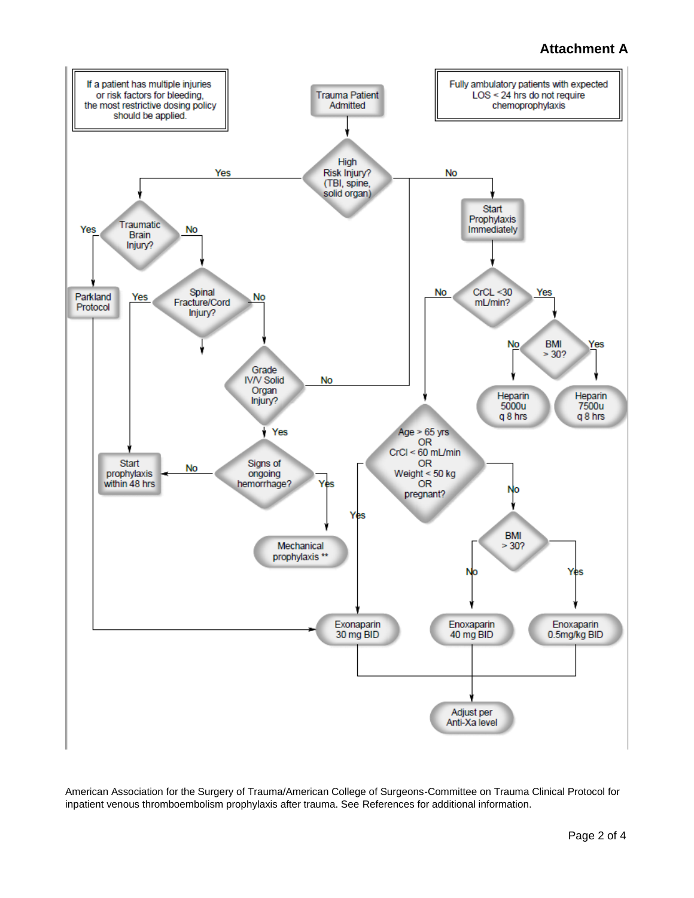**Attachment A**

If a patient has multiple injuries or risk factors for bleeding, the most restrictive dosing policy should be applied.

Trauma Patient Admitted

Fully ambulatory patients with expected LOS < 24 hrs do not require chemoprophylaxis

- **High Risk Injury? (TBI, spine, solid organ)**
  - **Yes** → **Traumatic Brain Injury?**
    - **Yes** → Parkland Protocol → Exonaparin 30 mg BID
    - **No** → **Spinal Fracture/Cord Injury?**
      - **Yes** → Start prophylaxis within 48 hrs
      - **No** → **Grade IV/V Solid Organ Injury?**
        - **No** → Start Prophylaxis Immediately
        - **Yes** → **Signs of ongoing hemorrhage?**
          - **No** → Start prophylaxis within 48 hrs
          - **Yes** → Mechanical prophylaxis **
  - **No** → Start Prophylaxis Immediately → **CrCL <30 mL/min?**
    - **Yes** → **BMI > 30?**
      - **No** → Heparin 5000u q 8 hrs
      - **Yes** → Heparin 7500u q 8 hrs
    - **No** → **Age > 65 yrs OR CrCl < 60 mL/min OR Weight < 50 kg OR pregnant?**
      - **Yes** → Exonaparin 30 mg BID
      - **No** → **BMI > 30?**
        - **No** → Enoxaparin 40 mg BID
        - **Yes** → Enoxaparin 0.5mg/kg BID

Exonaparin 30 mg BID / Enoxaparin 40 mg BID / Enoxaparin 0.5mg/kg BID → Adjust per Anti-Xa level

American Association for the Surgery of Trauma/American College of Surgeons-Committee on Trauma Clinical Protocol for inpatient venous thromboembolism prophylaxis after trauma. See References for additional information.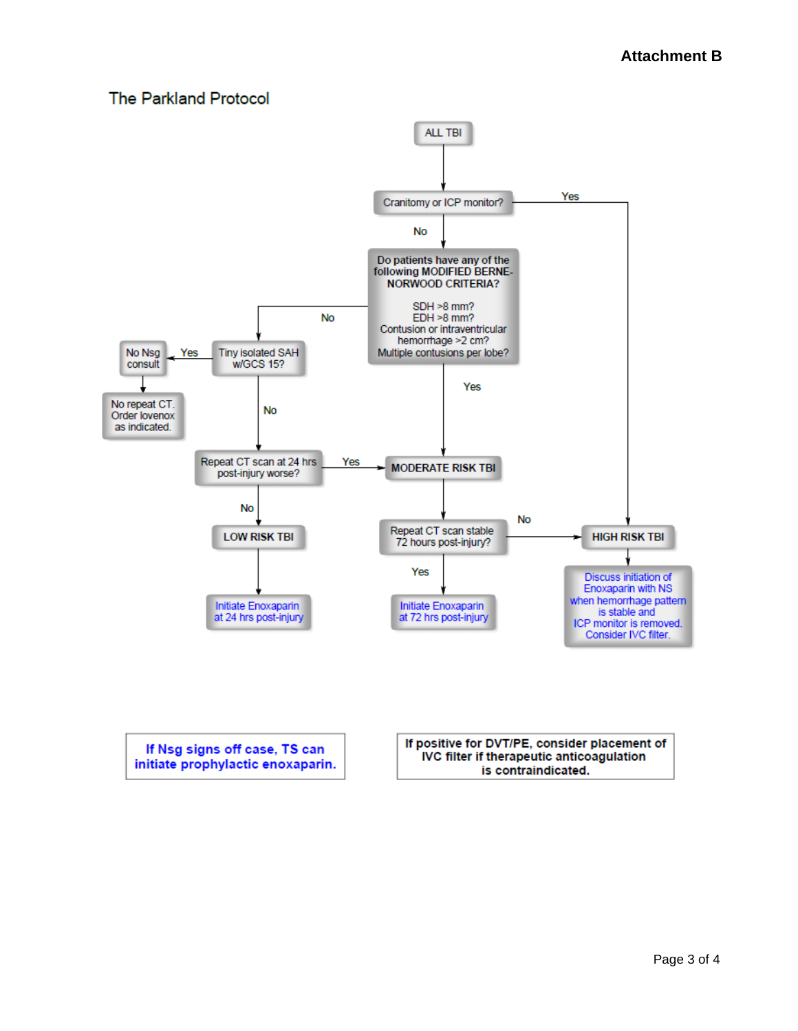**Attachment B**

## The Parkland Protocol

ALL TBI

Craniotomy or ICP monitor?
- Yes → HIGH RISK TBI
- No → Do patients have any of the following MODIFIED BERNE-NORWOOD CRITERIA?

**Do patients have any of the following MODIFIED BERNE-NORWOOD CRITERIA?**

SDH >8 mm?
EDH >8 mm?
Contusion or intraventricular hemorrhage >2 cm?
Multiple contusions per lobe?

- Yes → MODERATE RISK TBI
- No → Tiny isolated SAH w/GCS 15?

Tiny isolated SAH w/GCS 15?
- Yes → No Nsg consult → No repeat CT. Order lovenox as indicated.
- No → Repeat CT scan at 24 hrs post-injury worse?

Repeat CT scan at 24 hrs post-injury worse?
- Yes → MODERATE RISK TBI
- No → LOW RISK TBI

**LOW RISK TBI** → Initiate Enoxaparin at 24 hrs post-injury

**MODERATE RISK TBI** → Repeat CT scan stable 72 hours post-injury?
- Yes → Initiate Enoxaparin at 72 hrs post-injury
- No → HIGH RISK TBI

**HIGH RISK TBI** → Discuss initiation of Enoxaparin with NS when hemorrhage pattern is stable and ICP monitor is removed. Consider IVC filter.

**If Nsg signs off case, TS can initiate prophylactic enoxaparin.**

**If positive for DVT/PE, consider placement of IVC filter if therapeutic anticoagulation is contraindicated.**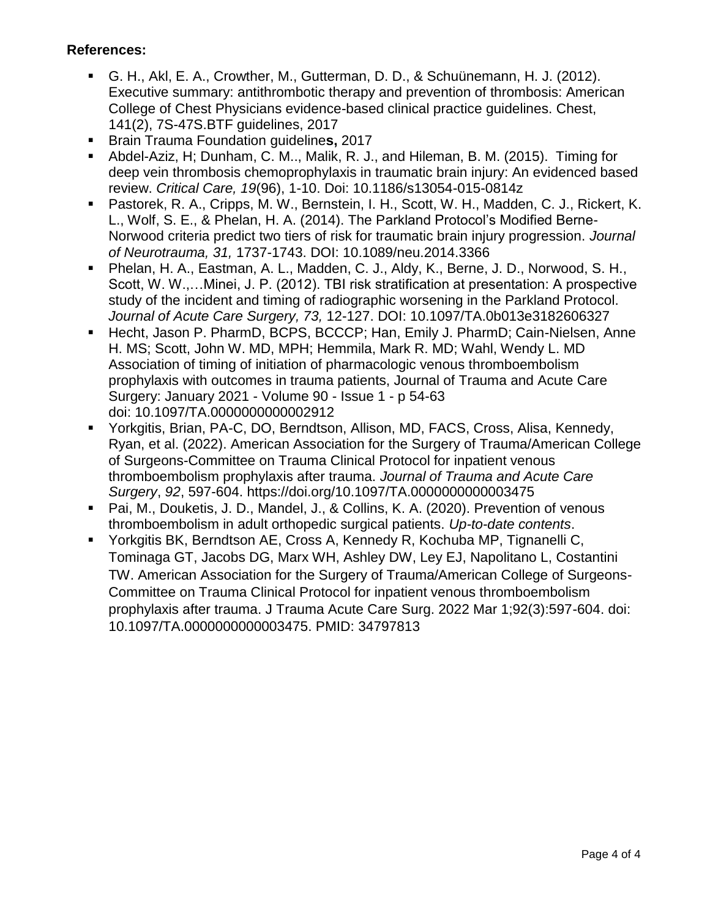**References:**

- G. H., Akl, E. A., Crowther, M., Gutterman, D. D., & Schuünemann, H. J. (2012). Executive summary: antithrombotic therapy and prevention of thrombosis: American College of Chest Physicians evidence-based clinical practice guidelines. Chest, 141(2), 7S-47S.BTF guidelines, 2017
- Brain Trauma Foundation guideline**s,** 2017
- Abdel-Aziz, H; Dunham, C. M.., Malik, R. J., and Hileman, B. M. (2015). Timing for deep vein thrombosis chemoprophylaxis in traumatic brain injury: An evidenced based review. *Critical Care, 19*(96), 1-10. Doi: 10.1186/s13054-015-0814z
- Pastorek, R. A., Cripps, M. W., Bernstein, I. H., Scott, W. H., Madden, C. J., Rickert, K. L., Wolf, S. E., & Phelan, H. A. (2014). The Parkland Protocol's Modified Berne-Norwood criteria predict two tiers of risk for traumatic brain injury progression. *Journal of Neurotrauma, 31,* 1737-1743. DOI: 10.1089/neu.2014.3366
- Phelan, H. A., Eastman, A. L., Madden, C. J., Aldy, K., Berne, J. D., Norwood, S. H., Scott, W. W.,…Minei, J. P. (2012). TBI risk stratification at presentation: A prospective study of the incident and timing of radiographic worsening in the Parkland Protocol. *Journal of Acute Care Surgery, 73,* 12-127. DOI: 10.1097/TA.0b013e3182606327
- Hecht, Jason P. PharmD, BCPS, BCCCP; Han, Emily J. PharmD; Cain-Nielsen, Anne H. MS; Scott, John W. MD, MPH; Hemmila, Mark R. MD; Wahl, Wendy L. MD Association of timing of initiation of pharmacologic venous thromboembolism prophylaxis with outcomes in trauma patients, Journal of Trauma and Acute Care Surgery: January 2021 - Volume 90 - Issue 1 - p 54-63 doi: 10.1097/TA.0000000000002912
- Yorkgitis, Brian, PA-C, DO, Berndtson, Allison, MD, FACS, Cross, Alisa, Kennedy, Ryan, et al. (2022). American Association for the Surgery of Trauma/American College of Surgeons-Committee on Trauma Clinical Protocol for inpatient venous thromboembolism prophylaxis after trauma. *Journal of Trauma and Acute Care Surgery*, *92*, 597-604. https://doi.org/10.1097/TA.0000000000003475
- Pai, M., Douketis, J. D., Mandel, J., & Collins, K. A. (2020). Prevention of venous thromboembolism in adult orthopedic surgical patients. *Up-to-date contents*.
- Yorkgitis BK, Berndtson AE, Cross A, Kennedy R, Kochuba MP, Tignanelli C, Tominaga GT, Jacobs DG, Marx WH, Ashley DW, Ley EJ, Napolitano L, Costantini TW. American Association for the Surgery of Trauma/American College of Surgeons-Committee on Trauma Clinical Protocol for inpatient venous thromboembolism prophylaxis after trauma. J Trauma Acute Care Surg. 2022 Mar 1;92(3):597-604. doi: 10.1097/TA.0000000000003475. PMID: 34797813